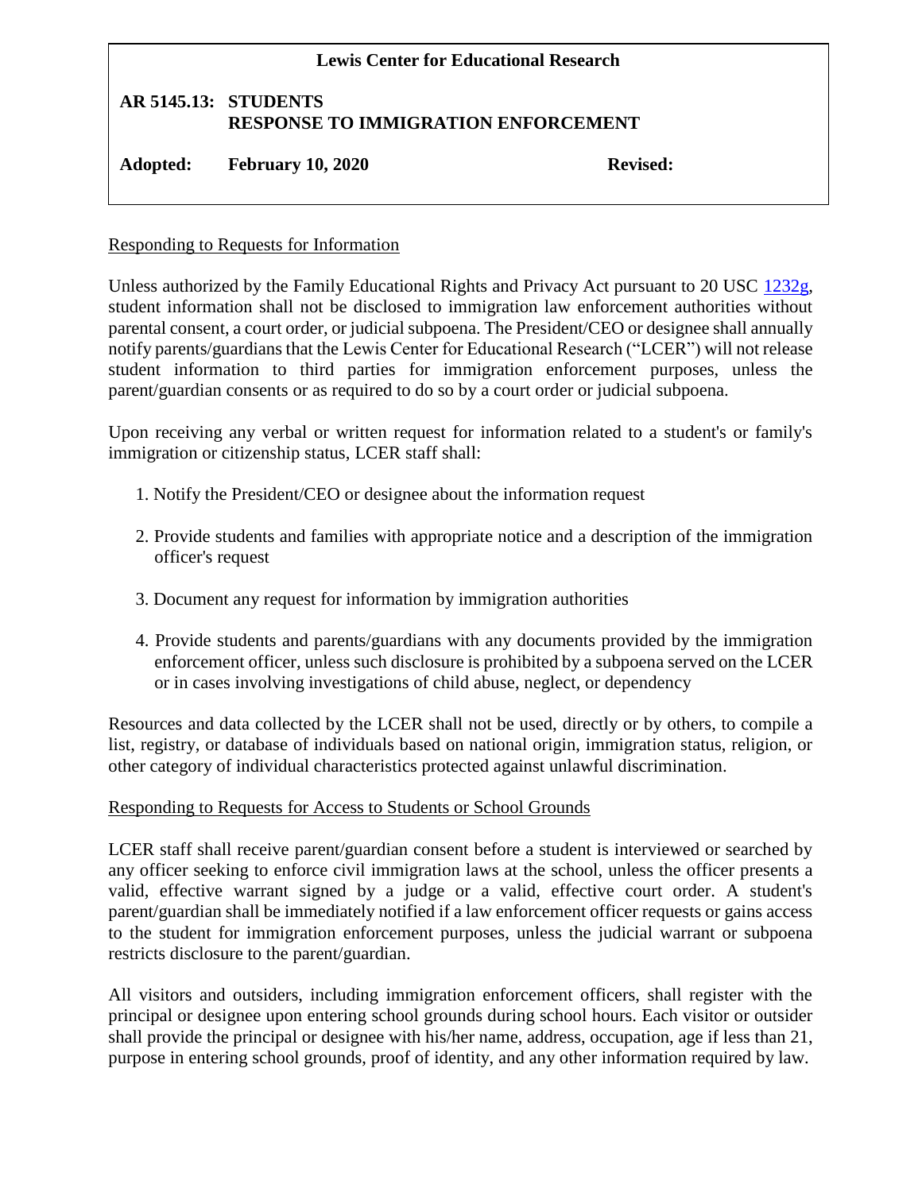**Lewis Center for Educational Research**

**AR 5145.13: STUDENTS**
**RESPONSE TO IMMIGRATION ENFORCEMENT**

**Adopted: February 10, 2020** **Revised:**

Responding to Requests for Information

Unless authorized by the Family Educational Rights and Privacy Act pursuant to 20 USC 1232g, student information shall not be disclosed to immigration law enforcement authorities without parental consent, a court order, or judicial subpoena. The President/CEO or designee shall annually notify parents/guardians that the Lewis Center for Educational Research ("LCER") will not release student information to third parties for immigration enforcement purposes, unless the parent/guardian consents or as required to do so by a court order or judicial subpoena.

Upon receiving any verbal or written request for information related to a student's or family's immigration or citizenship status, LCER staff shall:

1. Notify the President/CEO or designee about the information request
2. Provide students and families with appropriate notice and a description of the immigration officer's request
3. Document any request for information by immigration authorities
4. Provide students and parents/guardians with any documents provided by the immigration enforcement officer, unless such disclosure is prohibited by a subpoena served on the LCER or in cases involving investigations of child abuse, neglect, or dependency

Resources and data collected by the LCER shall not be used, directly or by others, to compile a list, registry, or database of individuals based on national origin, immigration status, religion, or other category of individual characteristics protected against unlawful discrimination.

Responding to Requests for Access to Students or School Grounds

LCER staff shall receive parent/guardian consent before a student is interviewed or searched by any officer seeking to enforce civil immigration laws at the school, unless the officer presents a valid, effective warrant signed by a judge or a valid, effective court order. A student's parent/guardian shall be immediately notified if a law enforcement officer requests or gains access to the student for immigration enforcement purposes, unless the judicial warrant or subpoena restricts disclosure to the parent/guardian.

All visitors and outsiders, including immigration enforcement officers, shall register with the principal or designee upon entering school grounds during school hours. Each visitor or outsider shall provide the principal or designee with his/her name, address, occupation, age if less than 21, purpose in entering school grounds, proof of identity, and any other information required by law.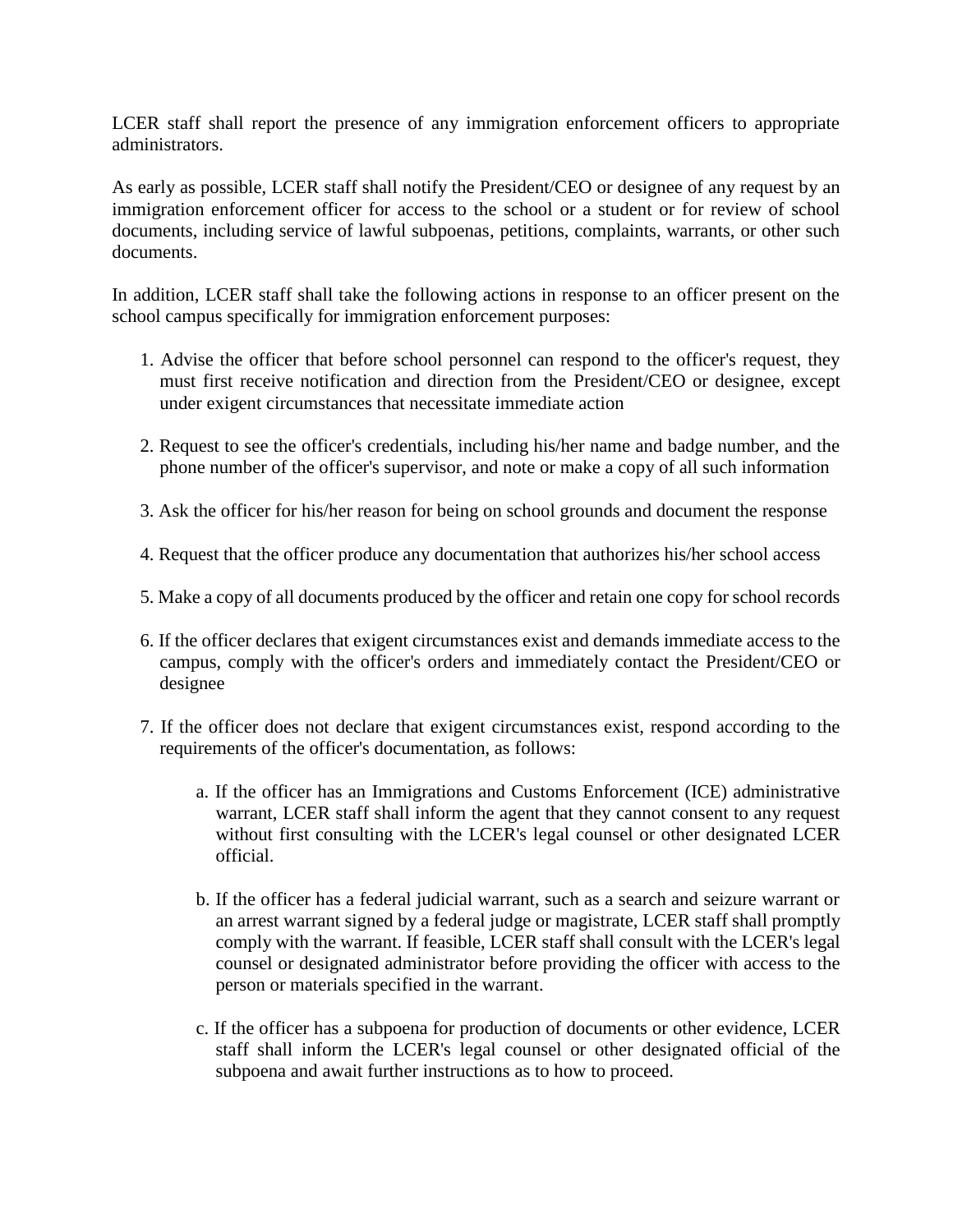LCER staff shall report the presence of any immigration enforcement officers to appropriate administrators.

As early as possible, LCER staff shall notify the President/CEO or designee of any request by an immigration enforcement officer for access to the school or a student or for review of school documents, including service of lawful subpoenas, petitions, complaints, warrants, or other such documents.

In addition, LCER staff shall take the following actions in response to an officer present on the school campus specifically for immigration enforcement purposes:

1. Advise the officer that before school personnel can respond to the officer's request, they must first receive notification and direction from the President/CEO or designee, except under exigent circumstances that necessitate immediate action

2. Request to see the officer's credentials, including his/her name and badge number, and the phone number of the officer's supervisor, and note or make a copy of all such information

3. Ask the officer for his/her reason for being on school grounds and document the response

4. Request that the officer produce any documentation that authorizes his/her school access

5. Make a copy of all documents produced by the officer and retain one copy for school records

6. If the officer declares that exigent circumstances exist and demands immediate access to the campus, comply with the officer's orders and immediately contact the President/CEO or designee

7. If the officer does not declare that exigent circumstances exist, respond according to the requirements of the officer's documentation, as follows:

    a. If the officer has an Immigrations and Customs Enforcement (ICE) administrative warrant, LCER staff shall inform the agent that they cannot consent to any request without first consulting with the LCER's legal counsel or other designated LCER official.

    b. If the officer has a federal judicial warrant, such as a search and seizure warrant or an arrest warrant signed by a federal judge or magistrate, LCER staff shall promptly comply with the warrant. If feasible, LCER staff shall consult with the LCER's legal counsel or designated administrator before providing the officer with access to the person or materials specified in the warrant.

    c. If the officer has a subpoena for production of documents or other evidence, LCER staff shall inform the LCER's legal counsel or other designated official of the subpoena and await further instructions as to how to proceed.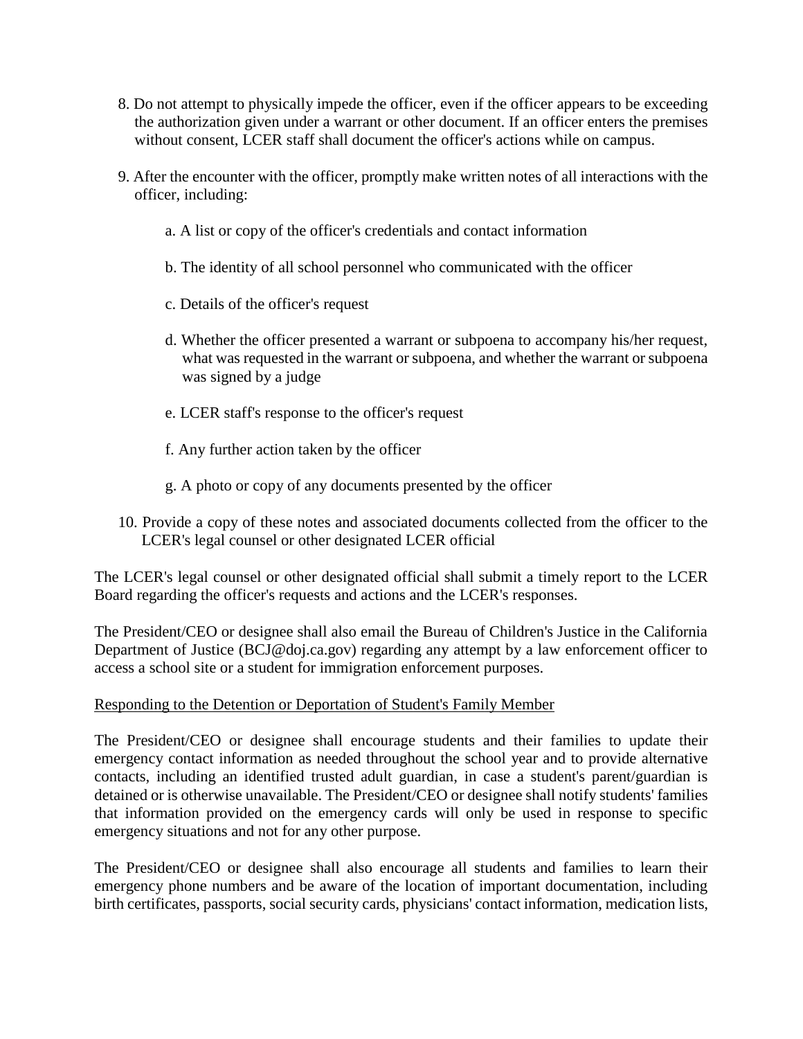8. Do not attempt to physically impede the officer, even if the officer appears to be exceeding the authorization given under a warrant or other document. If an officer enters the premises without consent, LCER staff shall document the officer's actions while on campus.

9. After the encounter with the officer, promptly make written notes of all interactions with the officer, including:

   a. A list or copy of the officer's credentials and contact information

   b. The identity of all school personnel who communicated with the officer

   c. Details of the officer's request

   d. Whether the officer presented a warrant or subpoena to accompany his/her request, what was requested in the warrant or subpoena, and whether the warrant or subpoena was signed by a judge

   e. LCER staff's response to the officer's request

   f. Any further action taken by the officer

   g. A photo or copy of any documents presented by the officer

10. Provide a copy of these notes and associated documents collected from the officer to the LCER's legal counsel or other designated LCER official

The LCER's legal counsel or other designated official shall submit a timely report to the LCER Board regarding the officer's requests and actions and the LCER's responses.

The President/CEO or designee shall also email the Bureau of Children's Justice in the California Department of Justice (BCJ@doj.ca.gov) regarding any attempt by a law enforcement officer to access a school site or a student for immigration enforcement purposes.

<u>Responding to the Detention or Deportation of Student's Family Member</u>

The President/CEO or designee shall encourage students and their families to update their emergency contact information as needed throughout the school year and to provide alternative contacts, including an identified trusted adult guardian, in case a student's parent/guardian is detained or is otherwise unavailable. The President/CEO or designee shall notify students' families that information provided on the emergency cards will only be used in response to specific emergency situations and not for any other purpose.

The President/CEO or designee shall also encourage all students and families to learn their emergency phone numbers and be aware of the location of important documentation, including birth certificates, passports, social security cards, physicians' contact information, medication lists,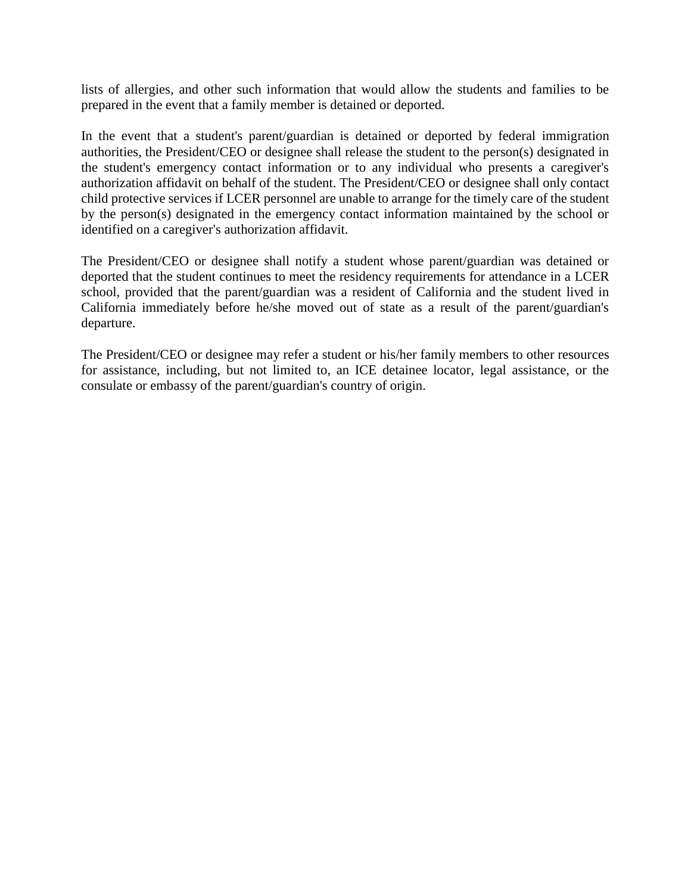lists of allergies, and other such information that would allow the students and families to be prepared in the event that a family member is detained or deported.

In the event that a student's parent/guardian is detained or deported by federal immigration authorities, the President/CEO or designee shall release the student to the person(s) designated in the student's emergency contact information or to any individual who presents a caregiver's authorization affidavit on behalf of the student. The President/CEO or designee shall only contact child protective services if LCER personnel are unable to arrange for the timely care of the student by the person(s) designated in the emergency contact information maintained by the school or identified on a caregiver's authorization affidavit.

The President/CEO or designee shall notify a student whose parent/guardian was detained or deported that the student continues to meet the residency requirements for attendance in a LCER school, provided that the parent/guardian was a resident of California and the student lived in California immediately before he/she moved out of state as a result of the parent/guardian's departure.

The President/CEO or designee may refer a student or his/her family members to other resources for assistance, including, but not limited to, an ICE detainee locator, legal assistance, or the consulate or embassy of the parent/guardian's country of origin.